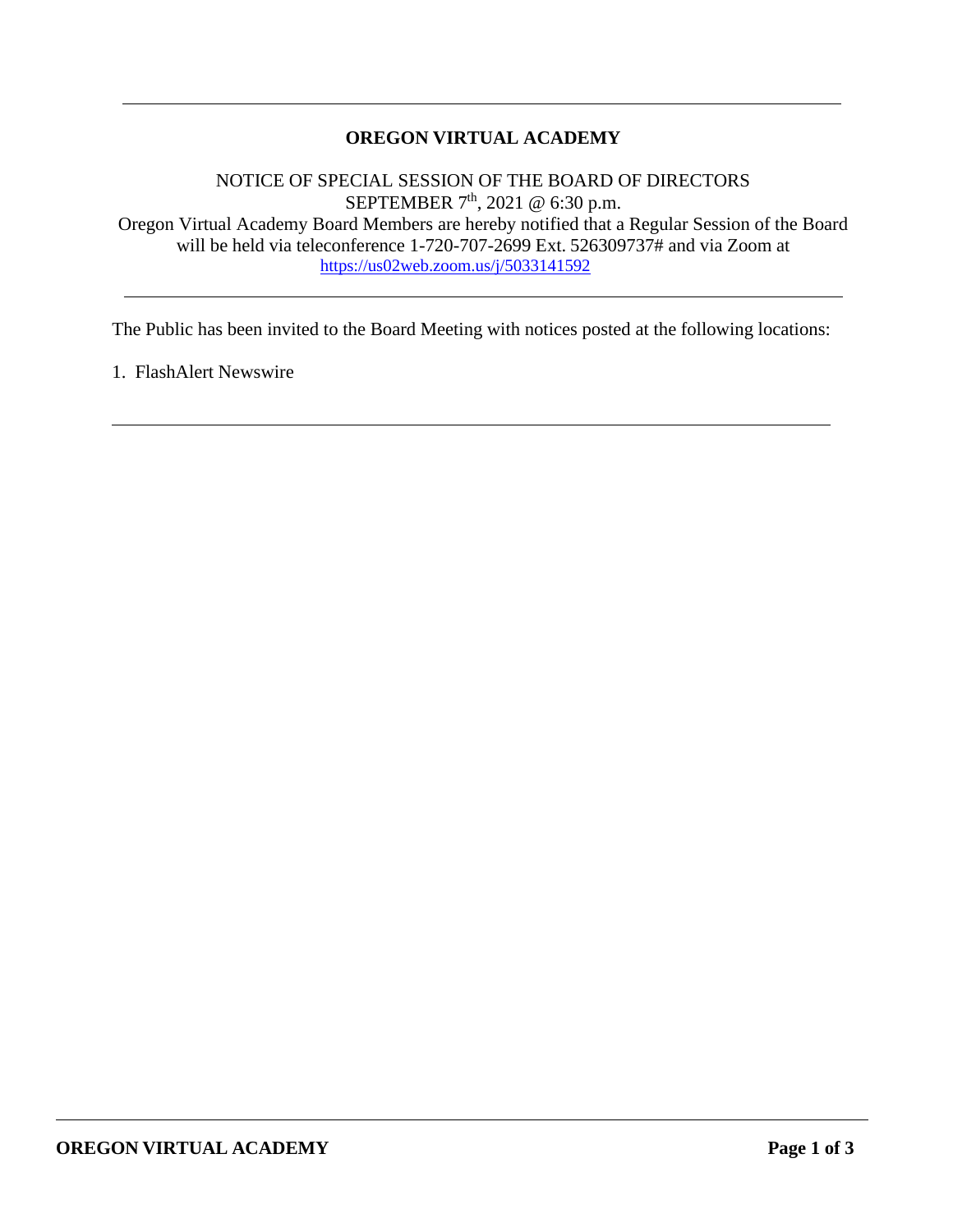---

# OREGON VIRTUAL ACADEMY

NOTICE OF SPECIAL SESSION OF THE BOARD OF DIRECTORS
SEPTEMBER 7th, 2021 @ 6:30 p.m.
Oregon Virtual Academy Board Members are hereby notified that a Regular Session of the Board will be held via teleconference 1-720-707-2699 Ext. 526309737# and via Zoom at https://us02web.zoom.us/j/5033141592

---

The Public has been invited to the Board Meeting with notices posted at the following locations:

1. FlashAlert Newswire

---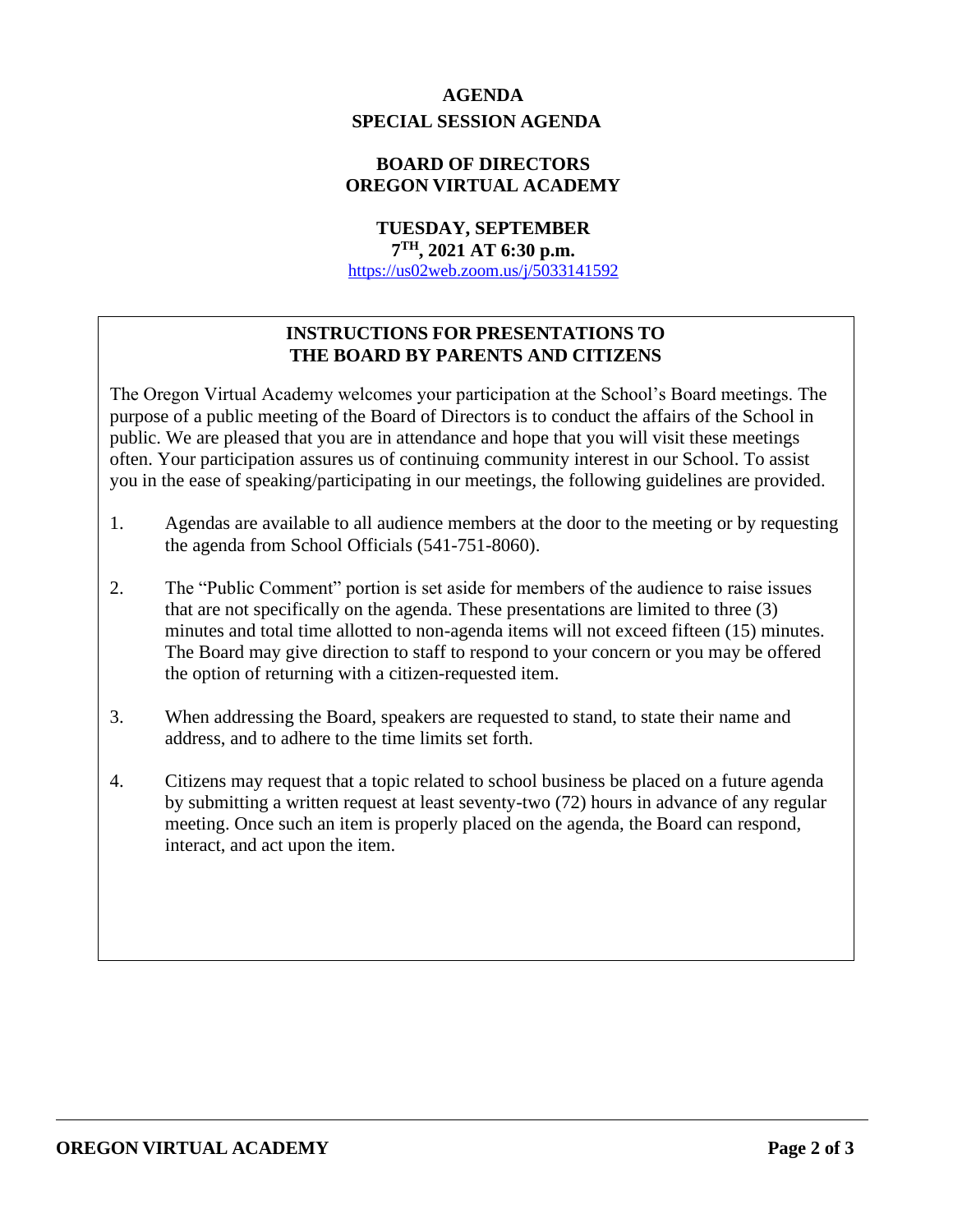# AGENDA

## SPECIAL SESSION AGENDA

## BOARD OF DIRECTORS
## OREGON VIRTUAL ACADEMY

**TUESDAY, SEPTEMBER 7TH, 2021 AT 6:30 p.m.**

https://us02web.zoom.us/j/5033141592

### INSTRUCTIONS FOR PRESENTATIONS TO THE BOARD BY PARENTS AND CITIZENS

The Oregon Virtual Academy welcomes your participation at the School's Board meetings. The purpose of a public meeting of the Board of Directors is to conduct the affairs of the School in public. We are pleased that you are in attendance and hope that you will visit these meetings often. Your participation assures us of continuing community interest in our School. To assist you in the ease of speaking/participating in our meetings, the following guidelines are provided.

1. Agendas are available to all audience members at the door to the meeting or by requesting the agenda from School Officials (541-751-8060).

2. The "Public Comment" portion is set aside for members of the audience to raise issues that are not specifically on the agenda. These presentations are limited to three (3) minutes and total time allotted to non-agenda items will not exceed fifteen (15) minutes. The Board may give direction to staff to respond to your concern or you may be offered the option of returning with a citizen-requested item.

3. When addressing the Board, speakers are requested to stand, to state their name and address, and to adhere to the time limits set forth.

4. Citizens may request that a topic related to school business be placed on a future agenda by submitting a written request at least seventy-two (72) hours in advance of any regular meeting. Once such an item is properly placed on the agenda, the Board can respond, interact, and act upon the item.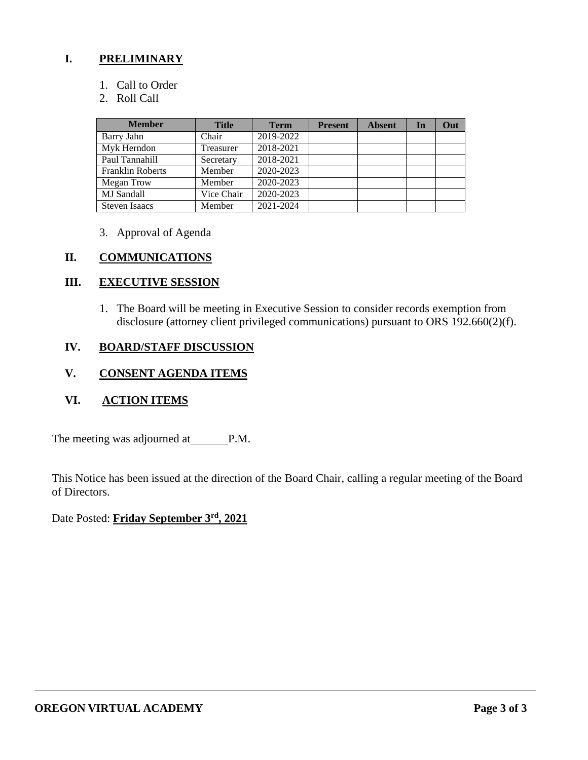## I. PRELIMINARY

1. Call to Order
2. Roll Call

| Member | Title | Term | Present | Absent | In | Out |
|---|---|---|---|---|---|---|
| Barry Jahn | Chair | 2019-2022 | | | | |
| Myk Herndon | Treasurer | 2018-2021 | | | | |
| Paul Tannahill | Secretary | 2018-2021 | | | | |
| Franklin Roberts | Member | 2020-2023 | | | | |
| Megan Trow | Member | 2020-2023 | | | | |
| MJ Sandall | Vice Chair | 2020-2023 | | | | |
| Steven Isaacs | Member | 2021-2024 | | | | |

3. Approval of Agenda

## II. COMMUNICATIONS

## III. EXECUTIVE SESSION

1. The Board will be meeting in Executive Session to consider records exemption from disclosure (attorney client privileged communications) pursuant to ORS 192.660(2)(f).

## IV. BOARD/STAFF DISCUSSION

## V. CONSENT AGENDA ITEMS

## VI. ACTION ITEMS

The meeting was adjourned at\_\_\_\_\_\_\_P.M.

This Notice has been issued at the direction of the Board Chair, calling a regular meeting of the Board of Directors.

Date Posted: **Friday September 3rd, 2021**